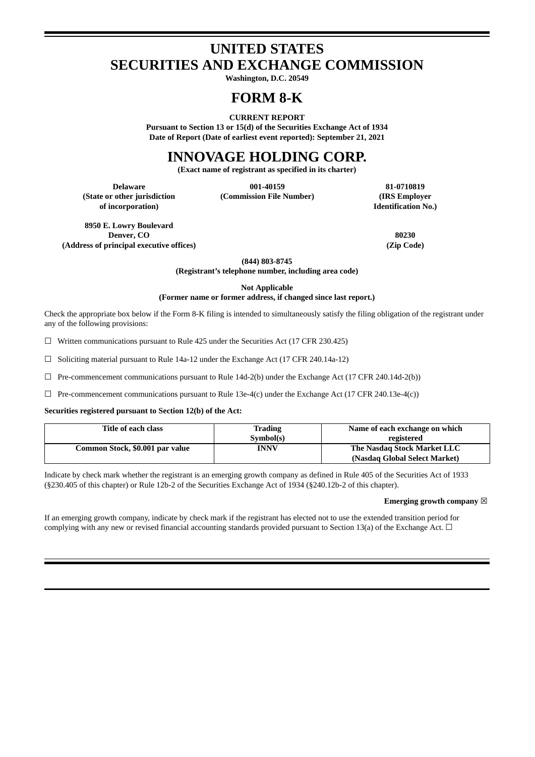# UNITED STATES
# SECURITIES AND EXCHANGE COMMISSION

**Washington, D.C. 20549**

# FORM 8-K

**CURRENT REPORT**

**Pursuant to Section 13 or 15(d) of the Securities Exchange Act of 1934**

**Date of Report (Date of earliest event reported): September 21, 2021**

# INNOVAGE HOLDING CORP.

**(Exact name of registrant as specified in its charter)**

| Delaware | 001-40159 | 81-0710819 |
|---|---|---|
| (State or other jurisdiction of incorporation) | (Commission File Number) | (IRS Employer Identification No.) |

| 8950 E. Lowry Boulevard Denver, CO | 80230 |
|---|---|
| (Address of principal executive offices) | (Zip Code) |

**(844) 803-8745**

**(Registrant's telephone number, including area code)**

**Not Applicable**

**(Former name or former address, if changed since last report.)**

Check the appropriate box below if the Form 8-K filing is intended to simultaneously satisfy the filing obligation of the registrant under any of the following provisions:

☐ Written communications pursuant to Rule 425 under the Securities Act (17 CFR 230.425)

☐ Soliciting material pursuant to Rule 14a-12 under the Exchange Act (17 CFR 240.14a-12)

☐ Pre-commencement communications pursuant to Rule 14d-2(b) under the Exchange Act (17 CFR 240.14d-2(b))

☐ Pre-commencement communications pursuant to Rule 13e-4(c) under the Exchange Act (17 CFR 240.13e-4(c))

**Securities registered pursuant to Section 12(b) of the Act:**

| Title of each class | Trading Symbol(s) | Name of each exchange on which registered |
|---|---|---|
| Common Stock, $0.001 par value | INNV | The Nasdaq Stock Market LLC (Nasdaq Global Select Market) |

Indicate by check mark whether the registrant is an emerging growth company as defined in Rule 405 of the Securities Act of 1933 (§230.405 of this chapter) or Rule 12b-2 of the Securities Exchange Act of 1934 (§240.12b-2 of this chapter).

**Emerging growth company** ☒

If an emerging growth company, indicate by check mark if the registrant has elected not to use the extended transition period for complying with any new or revised financial accounting standards provided pursuant to Section 13(a) of the Exchange Act. ☐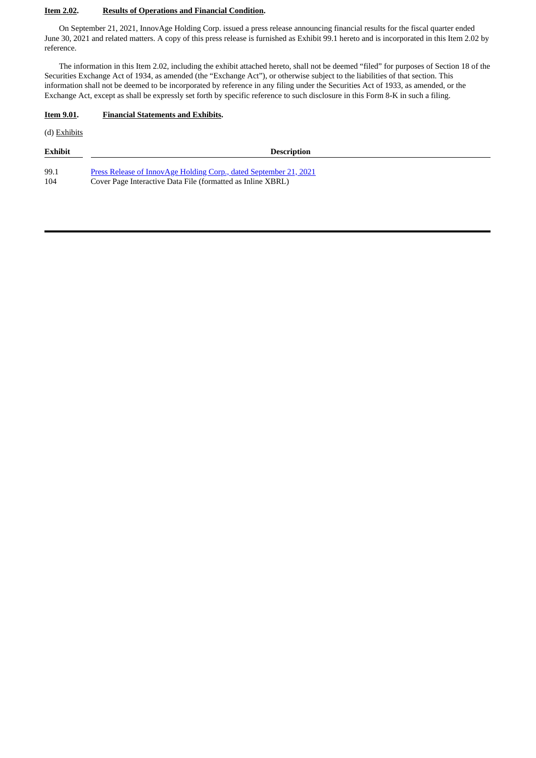**Item 2.02. Results of Operations and Financial Condition.**

On September 21, 2021, InnovAge Holding Corp. issued a press release announcing financial results for the fiscal quarter ended June 30, 2021 and related matters. A copy of this press release is furnished as Exhibit 99.1 hereto and is incorporated in this Item 2.02 by reference.

The information in this Item 2.02, including the exhibit attached hereto, shall not be deemed "filed" for purposes of Section 18 of the Securities Exchange Act of 1934, as amended (the "Exchange Act"), or otherwise subject to the liabilities of that section. This information shall not be deemed to be incorporated by reference in any filing under the Securities Act of 1933, as amended, or the Exchange Act, except as shall be expressly set forth by specific reference to such disclosure in this Form 8-K in such a filing.

**Item 9.01. Financial Statements and Exhibits.**

(d) Exhibits

| Exhibit | Description |
|---|---|
| 99.1 | Press Release of InnovAge Holding Corp., dated September 21, 2021 |
| 104 | Cover Page Interactive Data File (formatted as Inline XBRL) |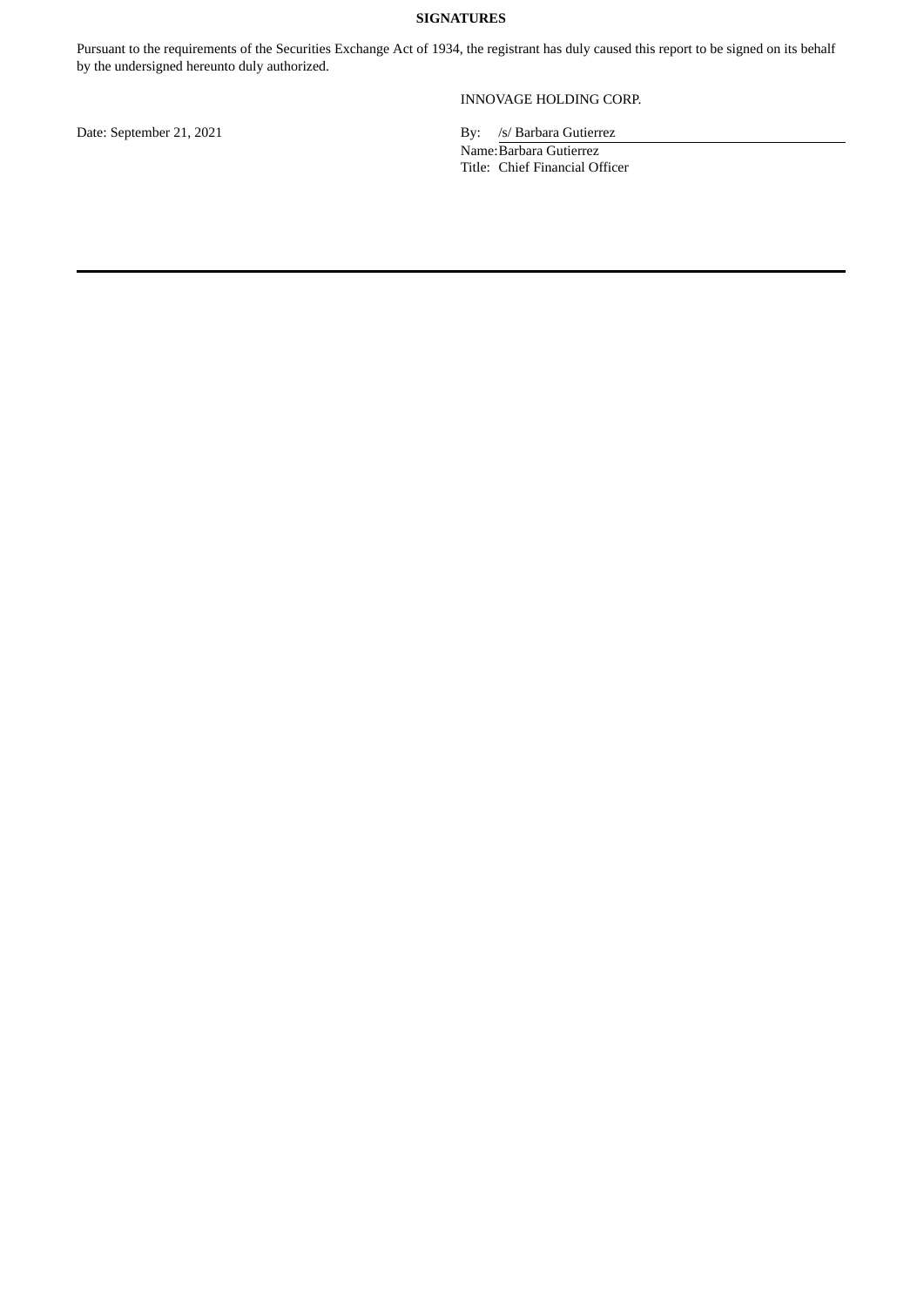**SIGNATURES**

Pursuant to the requirements of the Securities Exchange Act of 1934, the registrant has duly caused this report to be signed on its behalf by the undersigned hereunto duly authorized.

INNOVAGE HOLDING CORP.

Date: September 21, 2021

By: /s/ Barbara Gutierrez
Name: Barbara Gutierrez
Title: Chief Financial Officer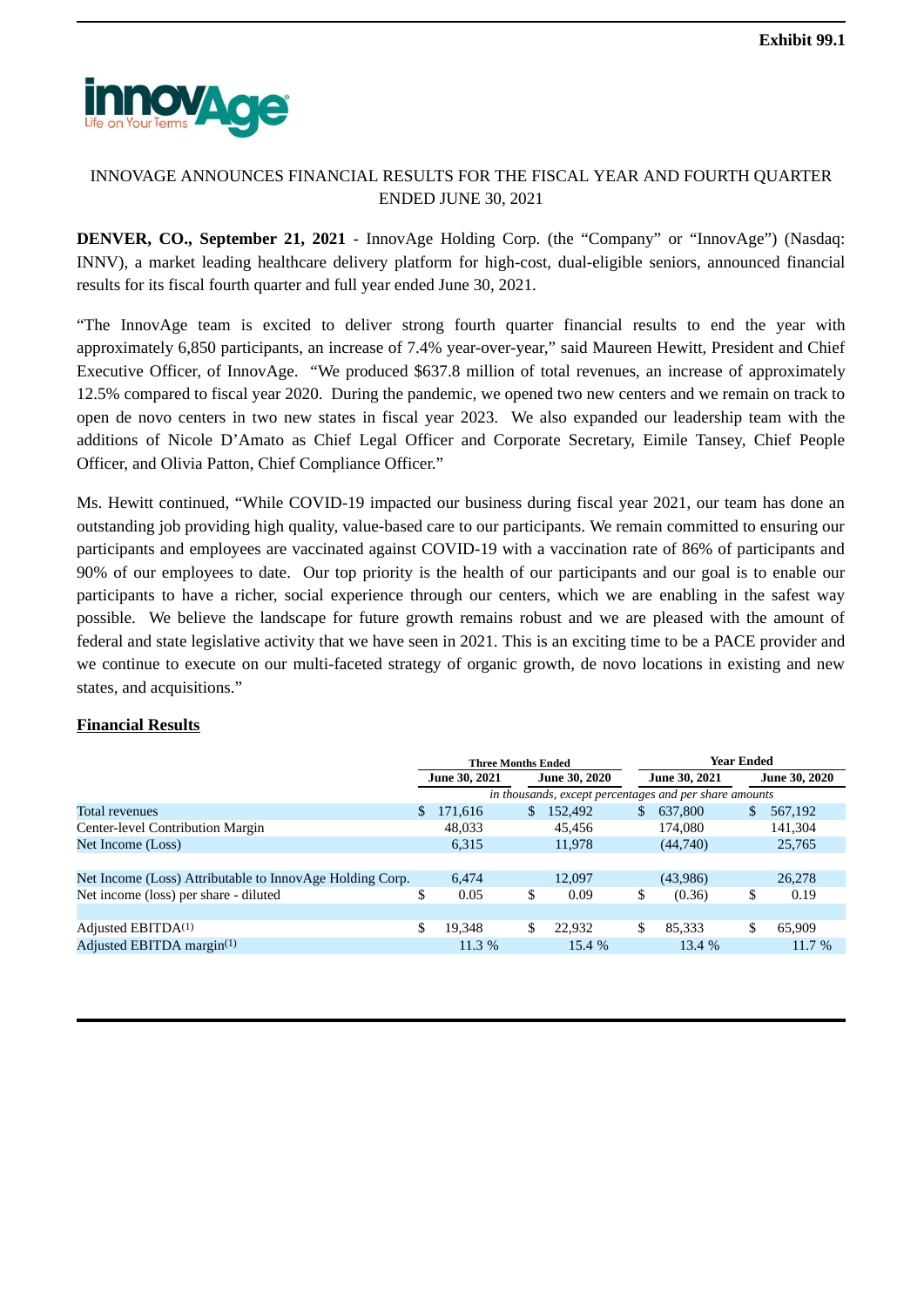Exhibit 99.1

INNOVAGE ANNOUNCES FINANCIAL RESULTS FOR THE FISCAL YEAR AND FOURTH QUARTER ENDED JUNE 30, 2021

**DENVER, CO., September 21, 2021** - InnovAge Holding Corp. (the "Company" or "InnovAge") (Nasdaq: INNV), a market leading healthcare delivery platform for high-cost, dual-eligible seniors, announced financial results for its fiscal fourth quarter and full year ended June 30, 2021.

"The InnovAge team is excited to deliver strong fourth quarter financial results to end the year with approximately 6,850 participants, an increase of 7.4% year-over-year," said Maureen Hewitt, President and Chief Executive Officer, of InnovAge. "We produced $637.8 million of total revenues, an increase of approximately 12.5% compared to fiscal year 2020. During the pandemic, we opened two new centers and we remain on track to open de novo centers in two new states in fiscal year 2023. We also expanded our leadership team with the additions of Nicole D'Amato as Chief Legal Officer and Corporate Secretary, Eimile Tansey, Chief People Officer, and Olivia Patton, Chief Compliance Officer."

Ms. Hewitt continued, "While COVID-19 impacted our business during fiscal year 2021, our team has done an outstanding job providing high quality, value-based care to our participants. We remain committed to ensuring our participants and employees are vaccinated against COVID-19 with a vaccination rate of 86% of participants and 90% of our employees to date. Our top priority is the health of our participants and our goal is to enable our participants to have a richer, social experience through our centers, which we are enabling in the safest way possible. We believe the landscape for future growth remains robust and we are pleased with the amount of federal and state legislative activity that we have seen in 2021. This is an exciting time to be a PACE provider and we continue to execute on our multi-faceted strategy of organic growth, de novo locations in existing and new states, and acquisitions."

## Financial Results

| | Three Months Ended | | Year Ended | |
|---|---|---|---|---|
| | June 30, 2021 | June 30, 2020 | June 30, 2021 | June 30, 2020 |
| | *in thousands, except percentages and per share amounts* | | | |
| Total revenues | $ 171,616 | $ 152,492 | $ 637,800 | $ 567,192 |
| Center-level Contribution Margin | 48,033 | 45,456 | 174,080 | 141,304 |
| Net Income (Loss) | 6,315 | 11,978 | (44,740) | 25,765 |
| Net Income (Loss) Attributable to InnovAge Holding Corp. | 6,474 | 12,097 | (43,986) | 26,278 |
| Net income (loss) per share - diluted | $ 0.05 | $ 0.09 | $ (0.36) | $ 0.19 |
| Adjusted EBITDA[(1)] | $ 19,348 | $ 22,932 | $ 85,333 | $ 65,909 |
| Adjusted EBITDA margin[(1)] | 11.3 % | 15.4 % | 13.4 % | 11.7 % |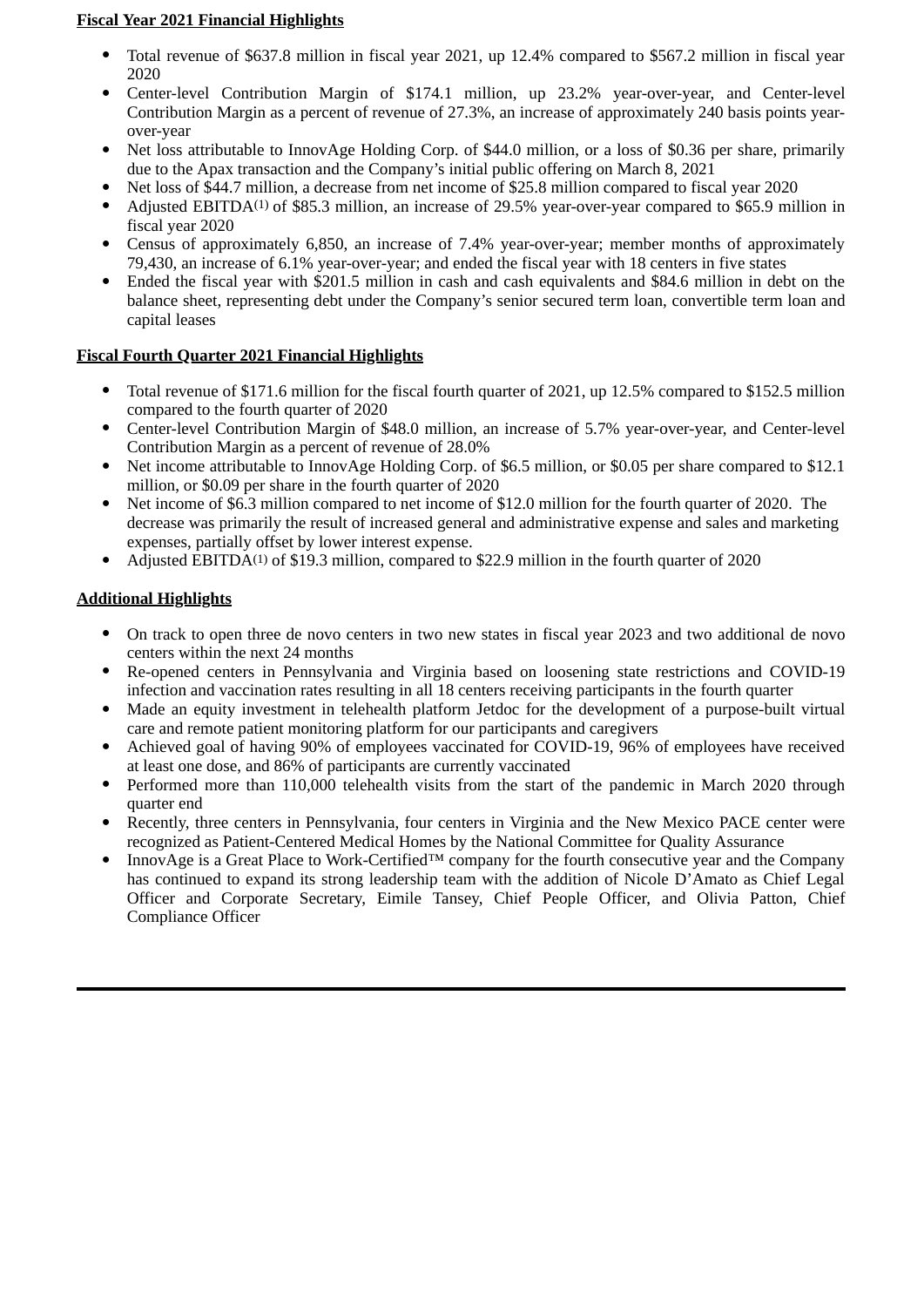**Fiscal Year 2021 Financial Highlights**

- Total revenue of $637.8 million in fiscal year 2021, up 12.4% compared to $567.2 million in fiscal year 2020
- Center-level Contribution Margin of $174.1 million, up 23.2% year-over-year, and Center-level Contribution Margin as a percent of revenue of 27.3%, an increase of approximately 240 basis points year-over-year
- Net loss attributable to InnovAge Holding Corp. of $44.0 million, or a loss of $0.36 per share, primarily due to the Apax transaction and the Company's initial public offering on March 8, 2021
- Net loss of $44.7 million, a decrease from net income of $25.8 million compared to fiscal year 2020
- Adjusted EBITDA(1) of $85.3 million, an increase of 29.5% year-over-year compared to $65.9 million in fiscal year 2020
- Census of approximately 6,850, an increase of 7.4% year-over-year; member months of approximately 79,430, an increase of 6.1% year-over-year; and ended the fiscal year with 18 centers in five states
- Ended the fiscal year with $201.5 million in cash and cash equivalents and $84.6 million in debt on the balance sheet, representing debt under the Company's senior secured term loan, convertible term loan and capital leases

**Fiscal Fourth Quarter 2021 Financial Highlights**

- Total revenue of $171.6 million for the fiscal fourth quarter of 2021, up 12.5% compared to $152.5 million compared to the fourth quarter of 2020
- Center-level Contribution Margin of $48.0 million, an increase of 5.7% year-over-year, and Center-level Contribution Margin as a percent of revenue of 28.0%
- Net income attributable to InnovAge Holding Corp. of $6.5 million, or $0.05 per share compared to $12.1 million, or $0.09 per share in the fourth quarter of 2020
- Net income of $6.3 million compared to net income of $12.0 million for the fourth quarter of 2020. The decrease was primarily the result of increased general and administrative expense and sales and marketing expenses, partially offset by lower interest expense.
- Adjusted EBITDA(1) of $19.3 million, compared to $22.9 million in the fourth quarter of 2020

**Additional Highlights**

- On track to open three de novo centers in two new states in fiscal year 2023 and two additional de novo centers within the next 24 months
- Re-opened centers in Pennsylvania and Virginia based on loosening state restrictions and COVID-19 infection and vaccination rates resulting in all 18 centers receiving participants in the fourth quarter
- Made an equity investment in telehealth platform Jetdoc for the development of a purpose-built virtual care and remote patient monitoring platform for our participants and caregivers
- Achieved goal of having 90% of employees vaccinated for COVID-19, 96% of employees have received at least one dose, and 86% of participants are currently vaccinated
- Performed more than 110,000 telehealth visits from the start of the pandemic in March 2020 through quarter end
- Recently, three centers in Pennsylvania, four centers in Virginia and the New Mexico PACE center were recognized as Patient-Centered Medical Homes by the National Committee for Quality Assurance
- InnovAge is a Great Place to Work-Certified™ company for the fourth consecutive year and the Company has continued to expand its strong leadership team with the addition of Nicole D'Amato as Chief Legal Officer and Corporate Secretary, Eimile Tansey, Chief People Officer, and Olivia Patton, Chief Compliance Officer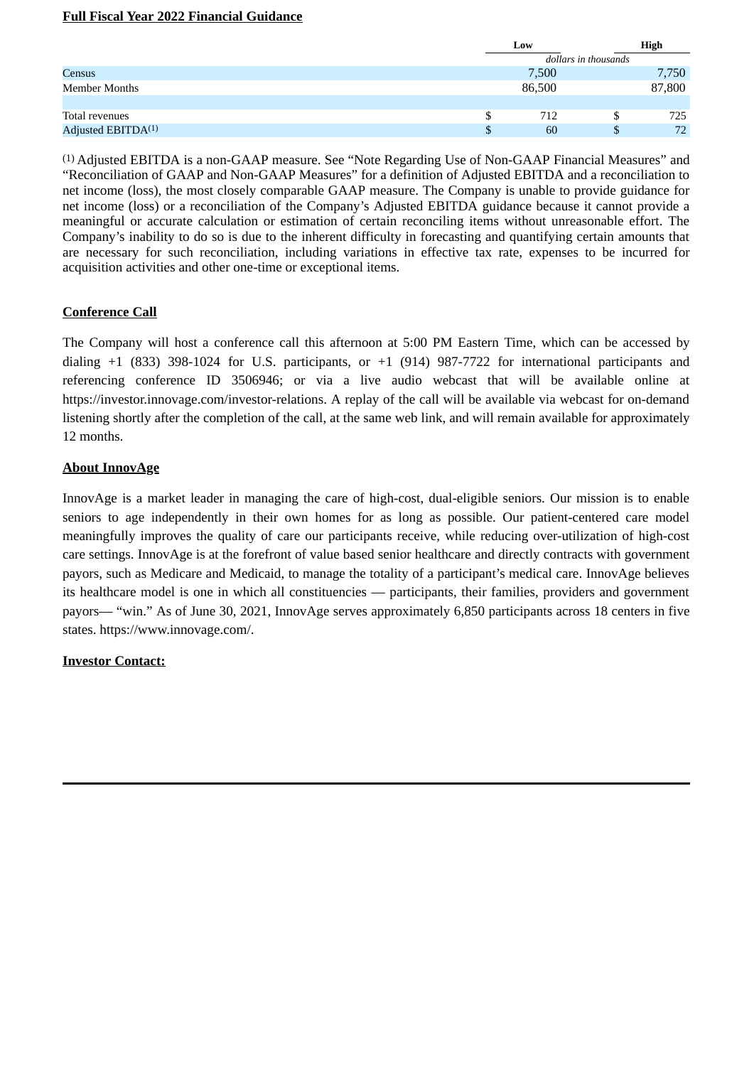**Full Fiscal Year 2022 Financial Guidance**

| | Low | High |
|---|---|---|
| | *dollars in thousands* | |
| Census | 7,500 | 7,750 |
| Member Months | 86,500 | 87,800 |
| | | |
| Total revenues | $ 712 | $ 725 |
| Adjusted EBITDA[(1)] | $ 60 | $ 72 |

[(1)] Adjusted EBITDA is a non-GAAP measure. See "Note Regarding Use of Non-GAAP Financial Measures" and "Reconciliation of GAAP and Non-GAAP Measures" for a definition of Adjusted EBITDA and a reconciliation to net income (loss), the most closely comparable GAAP measure. The Company is unable to provide guidance for net income (loss) or a reconciliation of the Company's Adjusted EBITDA guidance because it cannot provide a meaningful or accurate calculation or estimation of certain reconciling items without unreasonable effort. The Company's inability to do so is due to the inherent difficulty in forecasting and quantifying certain amounts that are necessary for such reconciliation, including variations in effective tax rate, expenses to be incurred for acquisition activities and other one-time or exceptional items.

**Conference Call**

The Company will host a conference call this afternoon at 5:00 PM Eastern Time, which can be accessed by dialing +1 (833) 398-1024 for U.S. participants, or +1 (914) 987-7722 for international participants and referencing conference ID 3506946; or via a live audio webcast that will be available online at https://investor.innovage.com/investor-relations. A replay of the call will be available via webcast for on-demand listening shortly after the completion of the call, at the same web link, and will remain available for approximately 12 months.

**About InnovAge**

InnovAge is a market leader in managing the care of high-cost, dual-eligible seniors. Our mission is to enable seniors to age independently in their own homes for as long as possible. Our patient-centered care model meaningfully improves the quality of care our participants receive, while reducing over-utilization of high-cost care settings. InnovAge is at the forefront of value based senior healthcare and directly contracts with government payors, such as Medicare and Medicaid, to manage the totality of a participant's medical care. InnovAge believes its healthcare model is one in which all constituencies — participants, their families, providers and government payors— "win." As of June 30, 2021, InnovAge serves approximately 6,850 participants across 18 centers in five states. https://www.innovage.com/.

**Investor Contact:**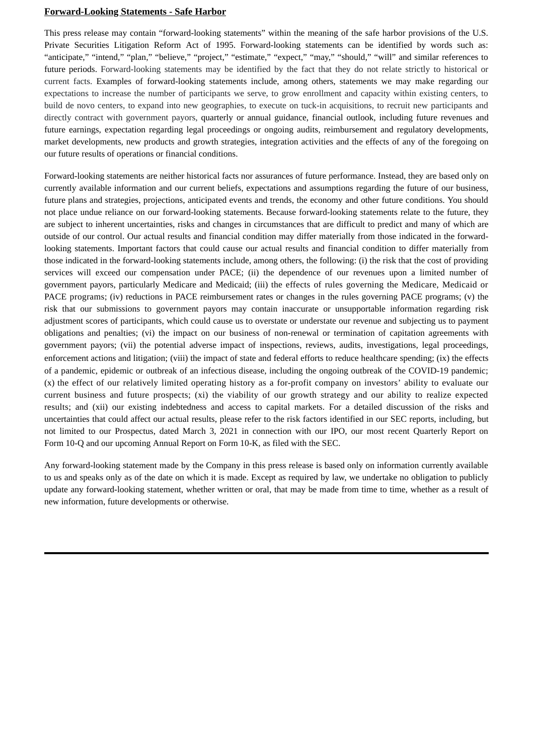**Forward-Looking Statements - Safe Harbor**

This press release may contain "forward-looking statements" within the meaning of the safe harbor provisions of the U.S. Private Securities Litigation Reform Act of 1995. Forward-looking statements can be identified by words such as: "anticipate," "intend," "plan," "believe," "project," "estimate," "expect," "may," "should," "will" and similar references to future periods. Forward-looking statements may be identified by the fact that they do not relate strictly to historical or current facts. Examples of forward-looking statements include, among others, statements we may make regarding our expectations to increase the number of participants we serve, to grow enrollment and capacity within existing centers, to build de novo centers, to expand into new geographies, to execute on tuck-in acquisitions, to recruit new participants and directly contract with government payors, quarterly or annual guidance, financial outlook, including future revenues and future earnings, expectation regarding legal proceedings or ongoing audits, reimbursement and regulatory developments, market developments, new products and growth strategies, integration activities and the effects of any of the foregoing on our future results of operations or financial conditions.

Forward-looking statements are neither historical facts nor assurances of future performance. Instead, they are based only on currently available information and our current beliefs, expectations and assumptions regarding the future of our business, future plans and strategies, projections, anticipated events and trends, the economy and other future conditions. You should not place undue reliance on our forward-looking statements. Because forward-looking statements relate to the future, they are subject to inherent uncertainties, risks and changes in circumstances that are difficult to predict and many of which are outside of our control. Our actual results and financial condition may differ materially from those indicated in the forward-looking statements. Important factors that could cause our actual results and financial condition to differ materially from those indicated in the forward-looking statements include, among others, the following: (i) the risk that the cost of providing services will exceed our compensation under PACE; (ii) the dependence of our revenues upon a limited number of government payors, particularly Medicare and Medicaid; (iii) the effects of rules governing the Medicare, Medicaid or PACE programs; (iv) reductions in PACE reimbursement rates or changes in the rules governing PACE programs; (v) the risk that our submissions to government payors may contain inaccurate or unsupportable information regarding risk adjustment scores of participants, which could cause us to overstate or understate our revenue and subjecting us to payment obligations and penalties; (vi) the impact on our business of non-renewal or termination of capitation agreements with government payors; (vii) the potential adverse impact of inspections, reviews, audits, investigations, legal proceedings, enforcement actions and litigation; (viii) the impact of state and federal efforts to reduce healthcare spending; (ix) the effects of a pandemic, epidemic or outbreak of an infectious disease, including the ongoing outbreak of the COVID-19 pandemic; (x) the effect of our relatively limited operating history as a for-profit company on investors' ability to evaluate our current business and future prospects; (xi) the viability of our growth strategy and our ability to realize expected results; and (xii) our existing indebtedness and access to capital markets. For a detailed discussion of the risks and uncertainties that could affect our actual results, please refer to the risk factors identified in our SEC reports, including, but not limited to our Prospectus, dated March 3, 2021 in connection with our IPO, our most recent Quarterly Report on Form 10-Q and our upcoming Annual Report on Form 10-K, as filed with the SEC.

Any forward-looking statement made by the Company in this press release is based only on information currently available to us and speaks only as of the date on which it is made. Except as required by law, we undertake no obligation to publicly update any forward-looking statement, whether written or oral, that may be made from time to time, whether as a result of new information, future developments or otherwise.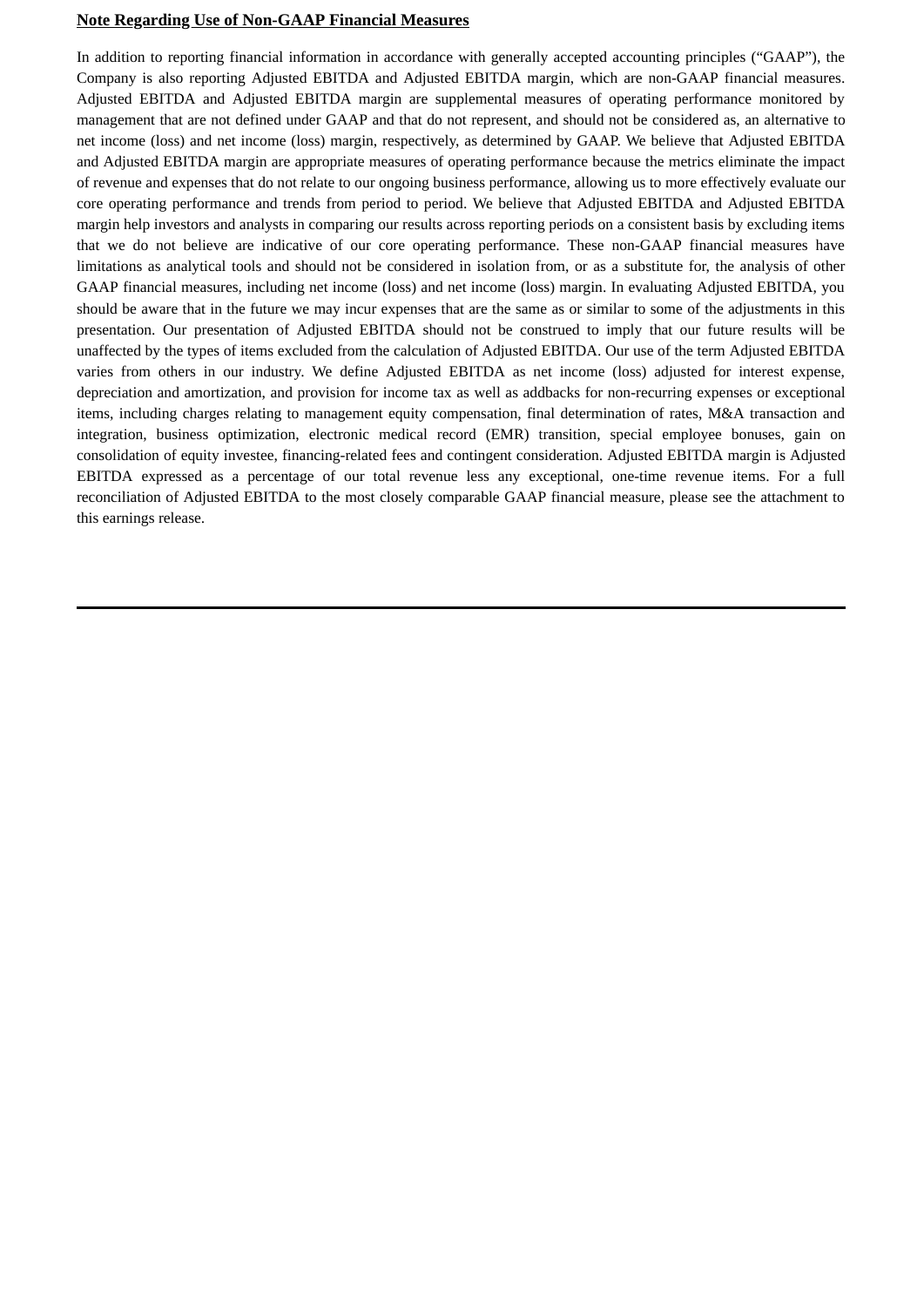**Note Regarding Use of Non-GAAP Financial Measures**

In addition to reporting financial information in accordance with generally accepted accounting principles ("GAAP"), the Company is also reporting Adjusted EBITDA and Adjusted EBITDA margin, which are non-GAAP financial measures. Adjusted EBITDA and Adjusted EBITDA margin are supplemental measures of operating performance monitored by management that are not defined under GAAP and that do not represent, and should not be considered as, an alternative to net income (loss) and net income (loss) margin, respectively, as determined by GAAP. We believe that Adjusted EBITDA and Adjusted EBITDA margin are appropriate measures of operating performance because the metrics eliminate the impact of revenue and expenses that do not relate to our ongoing business performance, allowing us to more effectively evaluate our core operating performance and trends from period to period. We believe that Adjusted EBITDA and Adjusted EBITDA margin help investors and analysts in comparing our results across reporting periods on a consistent basis by excluding items that we do not believe are indicative of our core operating performance. These non-GAAP financial measures have limitations as analytical tools and should not be considered in isolation from, or as a substitute for, the analysis of other GAAP financial measures, including net income (loss) and net income (loss) margin. In evaluating Adjusted EBITDA, you should be aware that in the future we may incur expenses that are the same as or similar to some of the adjustments in this presentation. Our presentation of Adjusted EBITDA should not be construed to imply that our future results will be unaffected by the types of items excluded from the calculation of Adjusted EBITDA. Our use of the term Adjusted EBITDA varies from others in our industry. We define Adjusted EBITDA as net income (loss) adjusted for interest expense, depreciation and amortization, and provision for income tax as well as addbacks for non-recurring expenses or exceptional items, including charges relating to management equity compensation, final determination of rates, M&A transaction and integration, business optimization, electronic medical record (EMR) transition, special employee bonuses, gain on consolidation of equity investee, financing-related fees and contingent consideration. Adjusted EBITDA margin is Adjusted EBITDA expressed as a percentage of our total revenue less any exceptional, one-time revenue items. For a full reconciliation of Adjusted EBITDA to the most closely comparable GAAP financial measure, please see the attachment to this earnings release.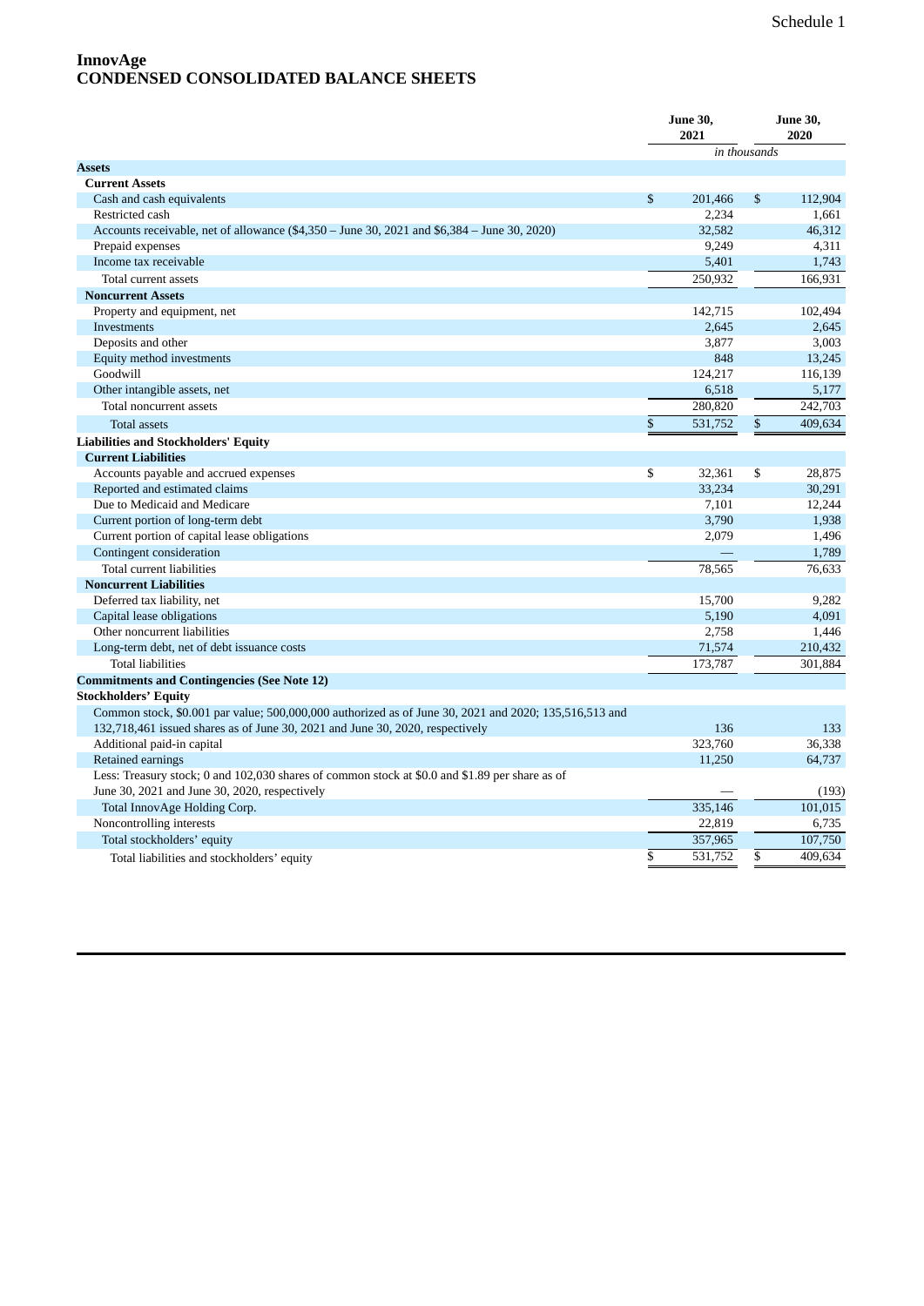Schedule 1

# InnovAge
## CONDENSED CONSOLIDATED BALANCE SHEETS

| | June 30, 2021 | June 30, 2020 |
|---|---|---|
| | *in thousands* | |
| **Assets** | | |
| **Current Assets** | | |
| Cash and cash equivalents | $ 201,466 | $ 112,904 |
| Restricted cash | 2,234 | 1,661 |
| Accounts receivable, net of allowance ($4,350 – June 30, 2021 and $6,384 – June 30, 2020) | 32,582 | 46,312 |
| Prepaid expenses | 9,249 | 4,311 |
| Income tax receivable | 5,401 | 1,743 |
| Total current assets | 250,932 | 166,931 |
| **Noncurrent Assets** | | |
| Property and equipment, net | 142,715 | 102,494 |
| Investments | 2,645 | 2,645 |
| Deposits and other | 3,877 | 3,003 |
| Equity method investments | 848 | 13,245 |
| Goodwill | 124,217 | 116,139 |
| Other intangible assets, net | 6,518 | 5,177 |
| Total noncurrent assets | 280,820 | 242,703 |
| Total assets | $ 531,752 | $ 409,634 |
| **Liabilities and Stockholders' Equity** | | |
| **Current Liabilities** | | |
| Accounts payable and accrued expenses | $ 32,361 | $ 28,875 |
| Reported and estimated claims | 33,234 | 30,291 |
| Due to Medicaid and Medicare | 7,101 | 12,244 |
| Current portion of long-term debt | 3,790 | 1,938 |
| Current portion of capital lease obligations | 2,079 | 1,496 |
| Contingent consideration | — | 1,789 |
| Total current liabilities | 78,565 | 76,633 |
| **Noncurrent Liabilities** | | |
| Deferred tax liability, net | 15,700 | 9,282 |
| Capital lease obligations | 5,190 | 4,091 |
| Other noncurrent liabilities | 2,758 | 1,446 |
| Long-term debt, net of debt issuance costs | 71,574 | 210,432 |
| Total liabilities | 173,787 | 301,884 |
| **Commitments and Contingencies (See Note 12)** | | |
| **Stockholders' Equity** | | |
| Common stock, $0.001 par value; 500,000,000 authorized as of June 30, 2021 and 2020; 135,516,513 and 132,718,461 issued shares as of June 30, 2021 and June 30, 2020, respectively | 136 | 133 |
| Additional paid-in capital | 323,760 | 36,338 |
| Retained earnings | 11,250 | 64,737 |
| Less: Treasury stock; 0 and 102,030 shares of common stock at $0.0 and $1.89 per share as of June 30, 2021 and June 30, 2020, respectively | — | (193) |
| Total InnovAge Holding Corp. | 335,146 | 101,015 |
| Noncontrolling interests | 22,819 | 6,735 |
| Total stockholders' equity | 357,965 | 107,750 |
| Total liabilities and stockholders' equity | $ 531,752 | $ 409,634 |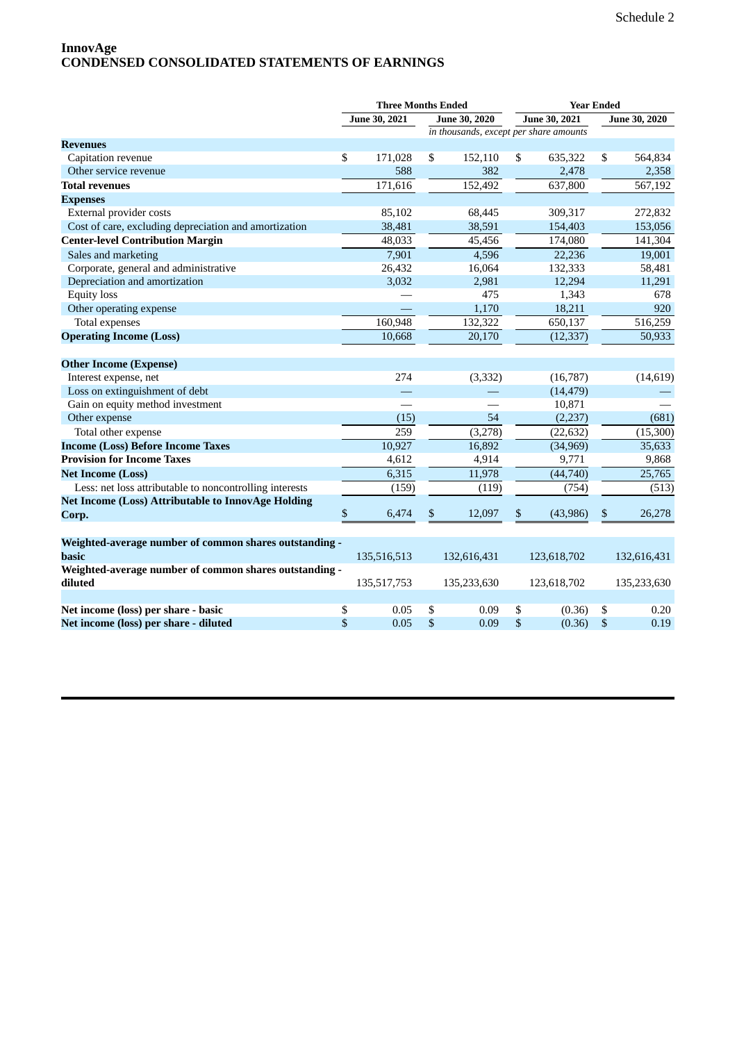Schedule 2

# InnovAge
## CONDENSED CONSOLIDATED STATEMENTS OF EARNINGS

| | Three Months Ended | | Year Ended | |
|---|---|---|---|---|
| | June 30, 2021 | June 30, 2020 | June 30, 2021 | June 30, 2020 |
| | *in thousands, except per share amounts* | | | |
| **Revenues** | | | | |
| Capitation revenue | $ 171,028 | $ 152,110 | $ 635,322 | $ 564,834 |
| Other service revenue | 588 | 382 | 2,478 | 2,358 |
| **Total revenues** | 171,616 | 152,492 | 637,800 | 567,192 |
| **Expenses** | | | | |
| External provider costs | 85,102 | 68,445 | 309,317 | 272,832 |
| Cost of care, excluding depreciation and amortization | 38,481 | 38,591 | 154,403 | 153,056 |
| **Center-level Contribution Margin** | 48,033 | 45,456 | 174,080 | 141,304 |
| Sales and marketing | 7,901 | 4,596 | 22,236 | 19,001 |
| Corporate, general and administrative | 26,432 | 16,064 | 132,333 | 58,481 |
| Depreciation and amortization | 3,032 | 2,981 | 12,294 | 11,291 |
| Equity loss | — | 475 | 1,343 | 678 |
| Other operating expense | — | 1,170 | 18,211 | 920 |
| Total expenses | 160,948 | 132,322 | 650,137 | 516,259 |
| **Operating Income (Loss)** | 10,668 | 20,170 | (12,337) | 50,933 |
| | | | | |
| **Other Income (Expense)** | | | | |
| Interest expense, net | 274 | (3,332) | (16,787) | (14,619) |
| Loss on extinguishment of debt | — | — | (14,479) | — |
| Gain on equity method investment | — | — | 10,871 | — |
| Other expense | (15) | 54 | (2,237) | (681) |
| Total other expense | 259 | (3,278) | (22,632) | (15,300) |
| **Income (Loss) Before Income Taxes** | 10,927 | 16,892 | (34,969) | 35,633 |
| **Provision for Income Taxes** | 4,612 | 4,914 | 9,771 | 9,868 |
| **Net Income (Loss)** | 6,315 | 11,978 | (44,740) | 25,765 |
| Less: net loss attributable to noncontrolling interests | (159) | (119) | (754) | (513) |
| **Net Income (Loss) Attributable to InnovAge Holding Corp.** | $ 6,474 | $ 12,097 | $ (43,986) | $ 26,278 |
| | | | | |
| **Weighted-average number of common shares outstanding - basic** | 135,516,513 | 132,616,431 | 123,618,702 | 132,616,431 |
| **Weighted-average number of common shares outstanding - diluted** | 135,517,753 | 135,233,630 | 123,618,702 | 135,233,630 |
| | | | | |
| **Net income (loss) per share - basic** | $ 0.05 | $ 0.09 | $ (0.36) | $ 0.20 |
| **Net income (loss) per share - diluted** | $ 0.05 | $ 0.09 | $ (0.36) | $ 0.19 |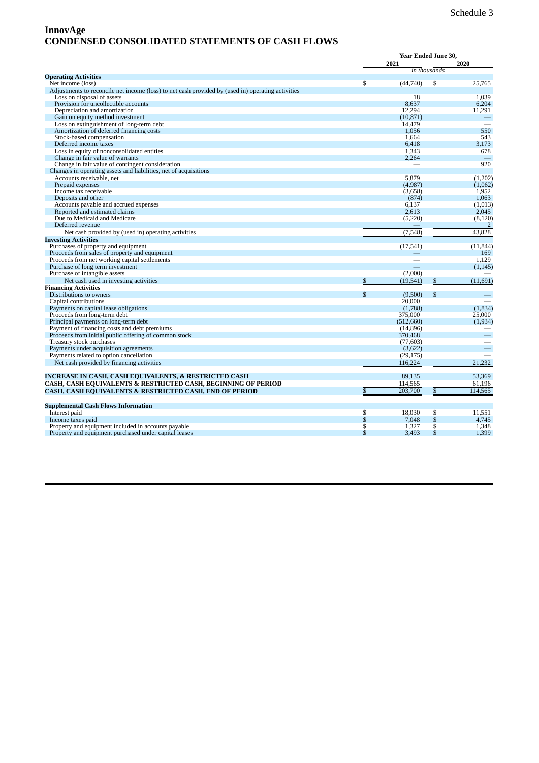Schedule 3

# InnovAge
## CONDENSED CONSOLIDATED STATEMENTS OF CASH FLOWS

| | Year Ended June 30, | |
|---|---|---|
| | 2021 | 2020 |
| | *in thousands* | |
| **Operating Activities** | | |
| Net income (loss) | $ (44,740) | $ 25,765 |
| Adjustments to reconcile net income (loss) to net cash provided by (used in) operating activities | | |
| Loss on disposal of assets | 18 | 1,039 |
| Provision for uncollectible accounts | 8,637 | 6,204 |
| Depreciation and amortization | 12,294 | 11,291 |
| Gain on equity method investment | (10,871) | — |
| Loss on extinguishment of long-term debt | 14,479 | — |
| Amortization of deferred financing costs | 1,056 | 550 |
| Stock-based compensation | 1,664 | 543 |
| Deferred income taxes | 6,418 | 3,173 |
| Loss in equity of nonconsolidated entities | 1,343 | 678 |
| Change in fair value of warrants | 2,264 | — |
| Change in fair value of contingent consideration | — | 920 |
| Changes in operating assets and liabilities, net of acquisitions | | |
| Accounts receivable, net | 5,879 | (1,202) |
| Prepaid expenses | (4,987) | (1,062) |
| Income tax receivable | (3,658) | 1,952 |
| Deposits and other | (874) | 1,063 |
| Accounts payable and accrued expenses | 6,137 | (1,013) |
| Reported and estimated claims | 2,613 | 2,045 |
| Due to Medicaid and Medicare | (5,220) | (8,120) |
| Deferred revenue | — | 2 |
| Net cash provided by (used in) operating activities | (7,548) | 43,828 |
| **Investing Activities** | | |
| Purchases of property and equipment | (17,541) | (11,844) |
| Proceeds from sales of property and equipment | — | 169 |
| Proceeds from net working capital settlements | — | 1,129 |
| Purchase of long term investment | — | (1,145) |
| Purchase of intangible assets | (2,000) | — |
| Net cash used in investing activities | $ (19,541) | $ (11,691) |
| **Financing Activities** | | |
| Distributions to owners | $ (9,500) | $ — |
| Capital contributions | 20,000 | — |
| Payments on capital lease obligations | (1,788) | (1,834) |
| Proceeds from long-term debt | 375,000 | 25,000 |
| Principal payments on long-term debt | (512,660) | (1,934) |
| Payment of financing costs and debt premiums | (14,896) | — |
| Proceeds from initial public offering of common stock | 370,468 | — |
| Treasury stock purchases | (77,603) | — |
| Payments under acquisition agreements | (3,622) | — |
| Payments related to option cancellation | (29,175) | — |
| Net cash provided by financing activities | 116,224 | 21,232 |
| | | |
| **INCREASE IN CASH, CASH EQUIVALENTS, & RESTRICTED CASH** | 89,135 | 53,369 |
| **CASH, CASH EQUIVALENTS & RESTRICTED CASH, BEGINNING OF PERIOD** | 114,565 | 61,196 |
| **CASH, CASH EQUIVALENTS & RESTRICTED CASH, END OF PERIOD** | $ 203,700 | $ 114,565 |
| | | |
| **Supplemental Cash Flows Information** | | |
| Interest paid | $ 18,030 | $ 11,551 |
| Income taxes paid | $ 7,048 | $ 4,745 |
| Property and equipment included in accounts payable | $ 1,327 | $ 1,348 |
| Property and equipment purchased under capital leases | $ 3,493 | $ 1,399 |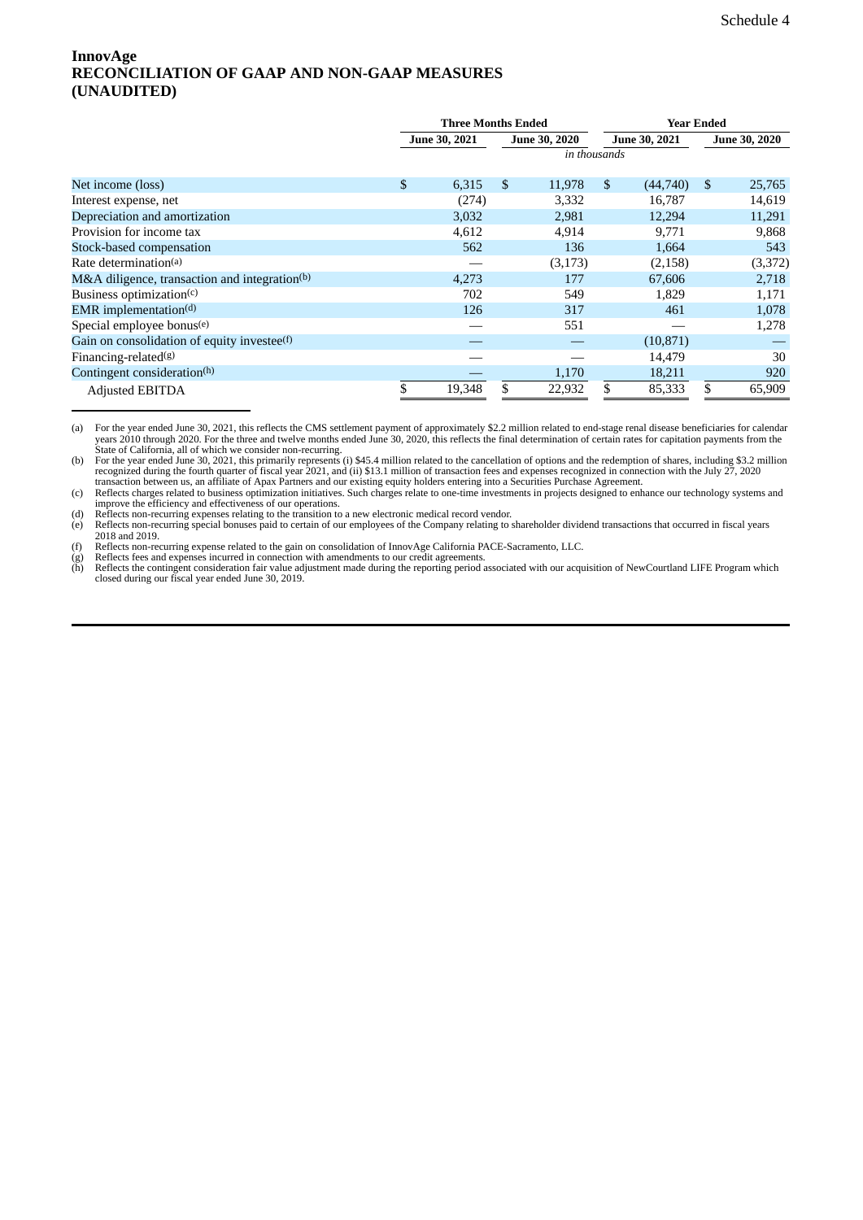Schedule 4

**InnovAge**
**RECONCILIATION OF GAAP AND NON-GAAP MEASURES**
**(UNAUDITED)**

| | Three Months Ended | | Year Ended | |
|---|---|---|---|---|
| | June 30, 2021 | June 30, 2020 | June 30, 2021 | June 30, 2020 |
| | *in thousands* | | | |
| Net income (loss) | $ 6,315 | $ 11,978 | $ (44,740) | $ 25,765 |
| Interest expense, net | (274) | 3,332 | 16,787 | 14,619 |
| Depreciation and amortization | 3,032 | 2,981 | 12,294 | 11,291 |
| Provision for income tax | 4,612 | 4,914 | 9,771 | 9,868 |
| Stock-based compensation | 562 | 136 | 1,664 | 543 |
| Rate determination[(a)] | — | (3,173) | (2,158) | (3,372) |
| M&A diligence, transaction and integration[(b)] | 4,273 | 177 | 67,606 | 2,718 |
| Business optimization[(c)] | 702 | 549 | 1,829 | 1,171 |
| EMR implementation[(d)] | 126 | 317 | 461 | 1,078 |
| Special employee bonus[(e)] | — | 551 | — | 1,278 |
| Gain on consolidation of equity investee[(f)] | — | — | (10,871) | — |
| Financing-related[(g)] | — | — | 14,479 | 30 |
| Contingent consideration[(h)] | — | 1,170 | 18,211 | 920 |
| Adjusted EBITDA | $ 19,348 | $ 22,932 | $ 85,333 | $ 65,909 |

(a) For the year ended June 30, 2021, this reflects the CMS settlement payment of approximately $2.2 million related to end-stage renal disease beneficiaries for calendar years 2010 through 2020. For the three and twelve months ended June 30, 2020, this reflects the final determination of certain rates for capitation payments from the State of California, all of which we consider non-recurring.

(b) For the year ended June 30, 2021, this primarily represents (i) $45.4 million related to the cancellation of options and the redemption of shares, including $3.2 million recognized during the fourth quarter of fiscal year 2021, and (ii) $13.1 million of transaction fees and expenses recognized in connection with the July 27, 2020 transaction between us, an affiliate of Apax Partners and our existing equity holders entering into a Securities Purchase Agreement.

(c) Reflects charges related to business optimization initiatives. Such charges relate to one-time investments in projects designed to enhance our technology systems and improve the efficiency and effectiveness of our operations.

(d) Reflects non-recurring expenses relating to the transition to a new electronic medical record vendor.

(e) Reflects non-recurring special bonuses paid to certain of our employees of the Company relating to shareholder dividend transactions that occurred in fiscal years 2018 and 2019.

(f) Reflects non-recurring expense related to the gain on consolidation of InnovAge California PACE-Sacramento, LLC.

(g) Reflects fees and expenses incurred in connection with amendments to our credit agreements.

(h) Reflects the contingent consideration fair value adjustment made during the reporting period associated with our acquisition of NewCourtland LIFE Program which closed during our fiscal year ended June 30, 2019.